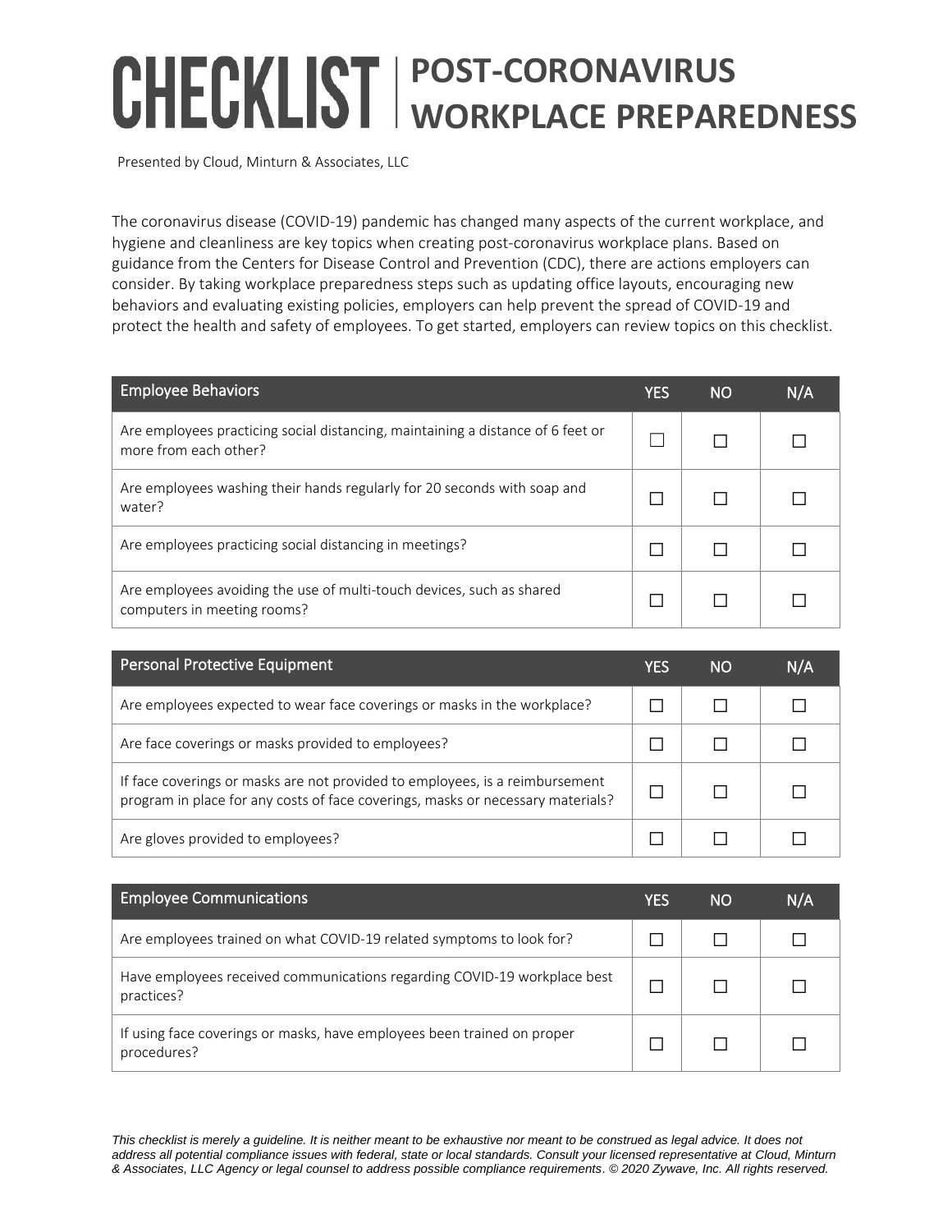# CHECKLIST | POST-CORONAVIRUS WORKPLACE PREPAREDNESS

Presented by Cloud, Minturn & Associates, LLC

The coronavirus disease (COVID-19) pandemic has changed many aspects of the current workplace, and hygiene and cleanliness are key topics when creating post-coronavirus workplace plans. Based on guidance from the Centers for Disease Control and Prevention (CDC), there are actions employers can consider. By taking workplace preparedness steps such as updating office layouts, encouraging new behaviors and evaluating existing policies, employers can help prevent the spread of COVID-19 and protect the health and safety of employees. To get started, employers can review topics on this checklist.

| Employee Behaviors | YES | NO | N/A |
|---|---|---|---|
| Are employees practicing social distancing, maintaining a distance of 6 feet or more from each other? | ☐ | ☐ | ☐ |
| Are employees washing their hands regularly for 20 seconds with soap and water? | ☐ | ☐ | ☐ |
| Are employees practicing social distancing in meetings? | ☐ | ☐ | ☐ |
| Are employees avoiding the use of multi-touch devices, such as shared computers in meeting rooms? | ☐ | ☐ | ☐ |

| Personal Protective Equipment | YES | NO | N/A |
|---|---|---|---|
| Are employees expected to wear face coverings or masks in the workplace? | ☐ | ☐ | ☐ |
| Are face coverings or masks provided to employees? | ☐ | ☐ | ☐ |
| If face coverings or masks are not provided to employees, is a reimbursement program in place for any costs of face coverings, masks or necessary materials? | ☐ | ☐ | ☐ |
| Are gloves provided to employees? | ☐ | ☐ | ☐ |

| Employee Communications | YES | NO | N/A |
|---|---|---|---|
| Are employees trained on what COVID-19 related symptoms to look for? | ☐ | ☐ | ☐ |
| Have employees received communications regarding COVID-19 workplace best practices? | ☐ | ☐ | ☐ |
| If using face coverings or masks, have employees been trained on proper procedures? | ☐ | ☐ | ☐ |

*This checklist is merely a guideline. It is neither meant to be exhaustive nor meant to be construed as legal advice. It does not address all potential compliance issues with federal, state or local standards. Consult your licensed representative at Cloud, Minturn & Associates, LLC Agency or legal counsel to address possible compliance requirements. © 2020 Zywave, Inc. All rights reserved.*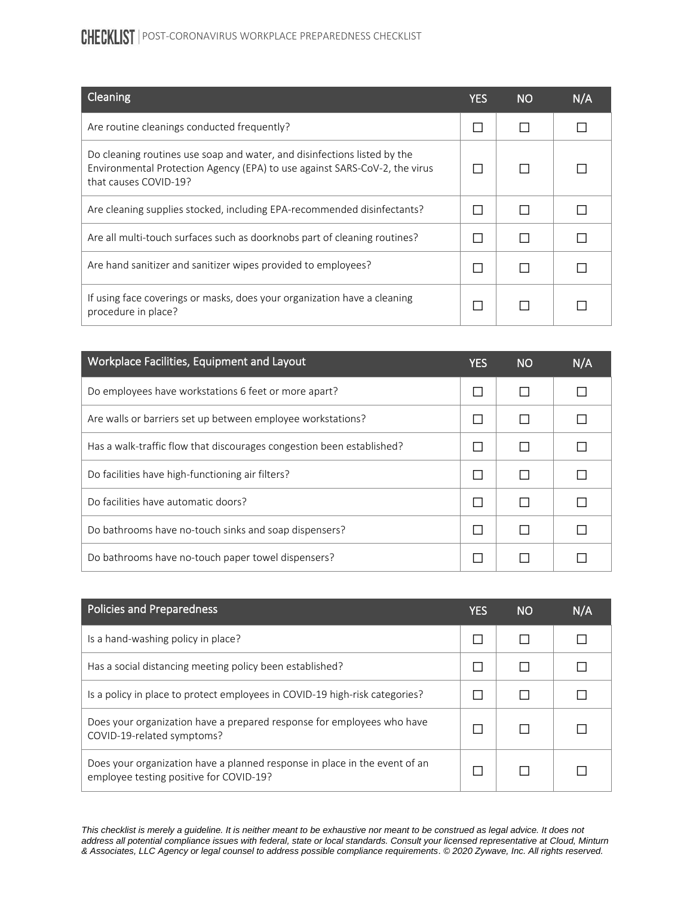| Cleaning | YES | NO | N/A |
|---|---|---|---|
| Are routine cleanings conducted frequently? | ☐ | ☐ | ☐ |
| Do cleaning routines use soap and water, and disinfections listed by the Environmental Protection Agency (EPA) to use against SARS-CoV-2, the virus that causes COVID-19? | ☐ | ☐ | ☐ |
| Are cleaning supplies stocked, including EPA-recommended disinfectants? | ☐ | ☐ | ☐ |
| Are all multi-touch surfaces such as doorknobs part of cleaning routines? | ☐ | ☐ | ☐ |
| Are hand sanitizer and sanitizer wipes provided to employees? | ☐ | ☐ | ☐ |
| If using face coverings or masks, does your organization have a cleaning procedure in place? | ☐ | ☐ | ☐ |

| Workplace Facilities, Equipment and Layout | YES | NO | N/A |
|---|---|---|---|
| Do employees have workstations 6 feet or more apart? | ☐ | ☐ | ☐ |
| Are walls or barriers set up between employee workstations? | ☐ | ☐ | ☐ |
| Has a walk-traffic flow that discourages congestion been established? | ☐ | ☐ | ☐ |
| Do facilities have high-functioning air filters? | ☐ | ☐ | ☐ |
| Do facilities have automatic doors? | ☐ | ☐ | ☐ |
| Do bathrooms have no-touch sinks and soap dispensers? | ☐ | ☐ | ☐ |
| Do bathrooms have no-touch paper towel dispensers? | ☐ | ☐ | ☐ |

| Policies and Preparedness | YES | NO | N/A |
|---|---|---|---|
| Is a hand-washing policy in place? | ☐ | ☐ | ☐ |
| Has a social distancing meeting policy been established? | ☐ | ☐ | ☐ |
| Is a policy in place to protect employees in COVID-19 high-risk categories? | ☐ | ☐ | ☐ |
| Does your organization have a prepared response for employees who have COVID-19-related symptoms? | ☐ | ☐ | ☐ |
| Does your organization have a planned response in place in the event of an employee testing positive for COVID-19? | ☐ | ☐ | ☐ |

*This checklist is merely a guideline. It is neither meant to be exhaustive nor meant to be construed as legal advice. It does not address all potential compliance issues with federal, state or local standards. Consult your licensed representative at Cloud, Minturn & Associates, LLC Agency or legal counsel to address possible compliance requirements. © 2020 Zywave, Inc. All rights reserved.*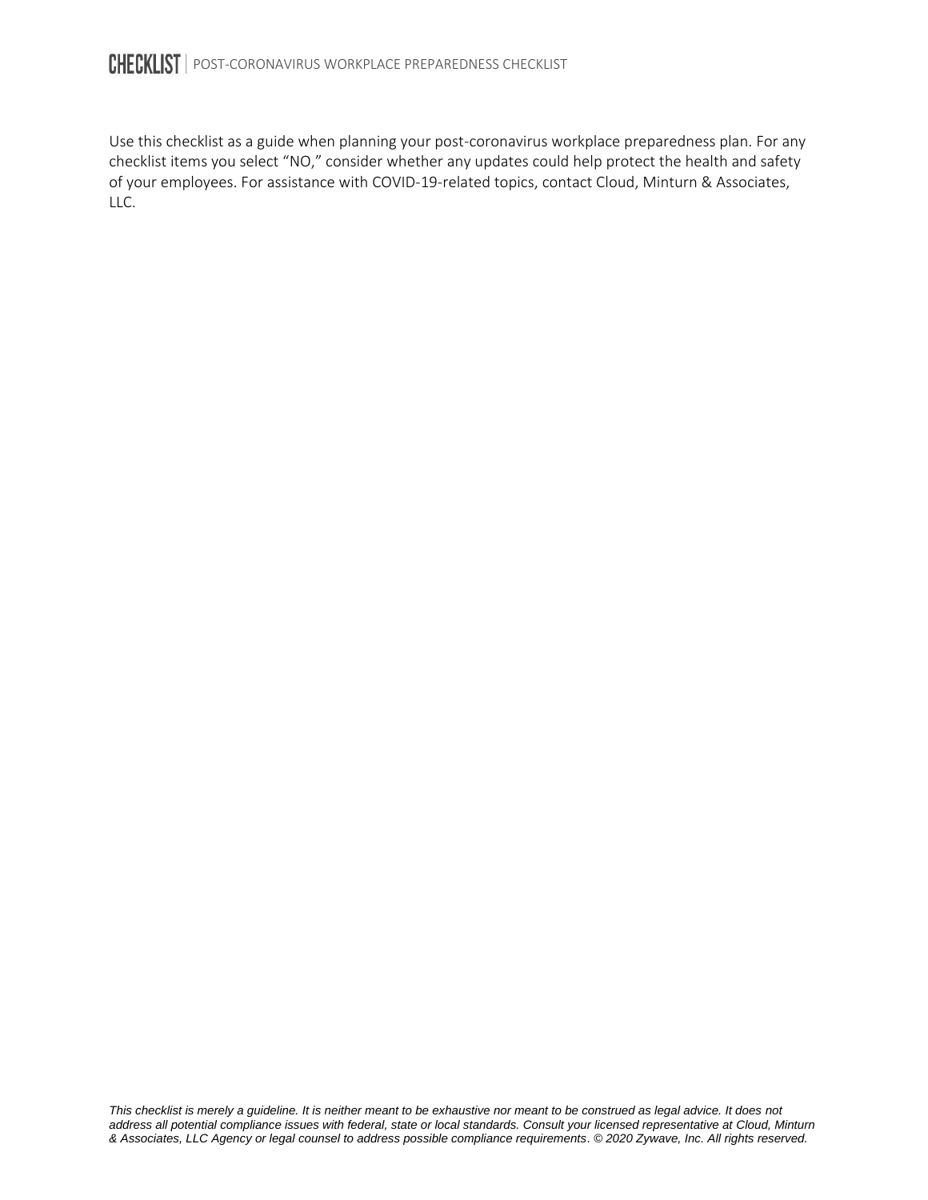Use this checklist as a guide when planning your post-coronavirus workplace preparedness plan. For any checklist items you select "NO," consider whether any updates could help protect the health and safety of your employees. For assistance with COVID-19-related topics, contact Cloud, Minturn & Associates, LLC.

*This checklist is merely a guideline. It is neither meant to be exhaustive nor meant to be construed as legal advice. It does not address all potential compliance issues with federal, state or local standards. Consult your licensed representative at Cloud, Minturn & Associates, LLC Agency or legal counsel to address possible compliance requirements. © 2020 Zywave, Inc. All rights reserved.*